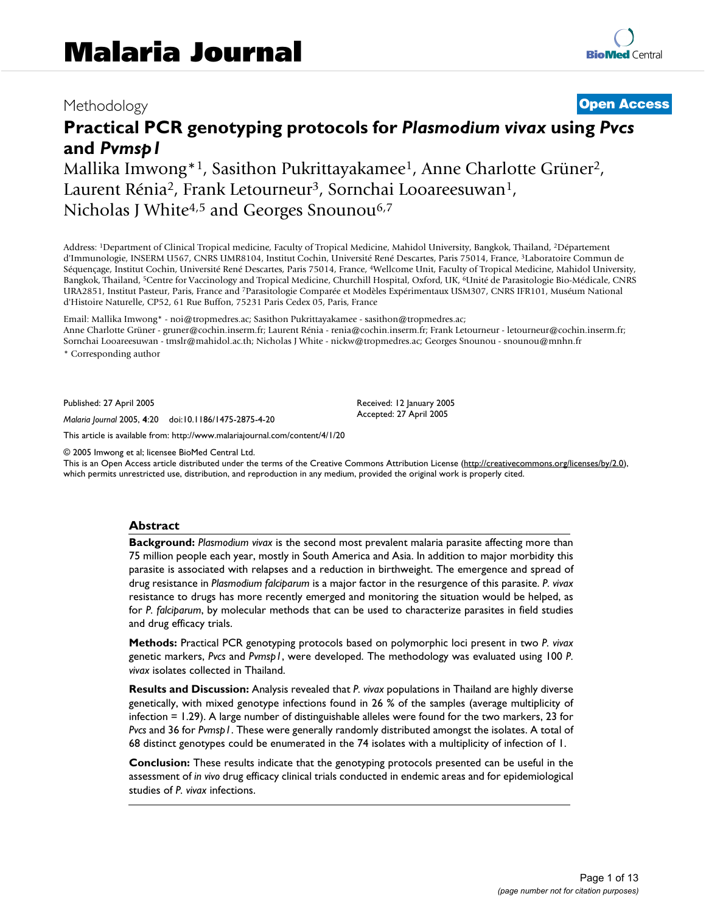Methodology

**Open Access**

# Practical PCR genotyping protocols for *Plasmodium vivax* using *Pvcs* and *Pvmsp1*

Mallika Imwong*[1], Sasithon Pukrittayakamee[1], Anne Charlotte Grüner[2], Laurent Rénia[2], Frank Letourneur[3], Sornchai Looareesuwan[1], Nicholas J White[4,5] and Georges Snounou[6,7]

Address: [1]Department of Clinical Tropical medicine, Faculty of Tropical Medicine, Mahidol University, Bangkok, Thailand, [2]Département d'Immunologie, INSERM U567, CNRS UMR8104, Institut Cochin, Université René Descartes, Paris 75014, France, [3]Laboratoire Commun de Séquençage, Institut Cochin, Université René Descartes, Paris 75014, France, [4]Wellcome Unit, Faculty of Tropical Medicine, Mahidol University, Bangkok, Thailand, [5]Centre for Vaccinology and Tropical Medicine, Churchill Hospital, Oxford, UK, [6]Unité de Parasitologie Bio-Médicale, CNRS URA2851, Institut Pasteur, Paris, France and [7]Parasitologie Comparée et Modèles Expérimentaux USM307, CNRS IFR101, Muséum National d'Histoire Naturelle, CP52, 61 Rue Buffon, 75231 Paris Cedex 05, Paris, France

Email: Mallika Imwong* - noi@tropmedres.ac; Sasithon Pukrittayakamee - sasithon@tropmedres.ac; Anne Charlotte Grüner - gruner@cochin.inserm.fr; Laurent Rénia - renia@cochin.inserm.fr; Frank Letourneur - letourneur@cochin.inserm.fr; Sornchai Looareesuwan - tmslr@mahidol.ac.th; Nicholas J White - nickw@tropmedres.ac; Georges Snounou - snounou@mnhn.fr

\* Corresponding author

Published: 27 April 2005

*Malaria Journal* 2005, **4**:20 doi:10.1186/1475-2875-4-20

Received: 12 January 2005
Accepted: 27 April 2005

This article is available from: http://www.malariajournal.com/content/4/1/20

© 2005 Imwong et al; licensee BioMed Central Ltd.
This is an Open Access article distributed under the terms of the Creative Commons Attribution License (http://creativecommons.org/licenses/by/2.0), which permits unrestricted use, distribution, and reproduction in any medium, provided the original work is properly cited.

## Abstract

**Background:** *Plasmodium vivax* is the second most prevalent malaria parasite affecting more than 75 million people each year, mostly in South America and Asia. In addition to major morbidity this parasite is associated with relapses and a reduction in birthweight. The emergence and spread of drug resistance in *Plasmodium falciparum* is a major factor in the resurgence of this parasite. *P. vivax* resistance to drugs has more recently emerged and monitoring the situation would be helped, as for *P. falciparum*, by molecular methods that can be used to characterize parasites in field studies and drug efficacy trials.

**Methods:** Practical PCR genotyping protocols based on polymorphic loci present in two *P. vivax* genetic markers, *Pvcs* and *Pvmsp1*, were developed. The methodology was evaluated using 100 *P. vivax* isolates collected in Thailand.

**Results and Discussion:** Analysis revealed that *P. vivax* populations in Thailand are highly diverse genetically, with mixed genotype infections found in 26 % of the samples (average multiplicity of infection = 1.29). A large number of distinguishable alleles were found for the two markers, 23 for *Pvcs* and 36 for *Pvmsp1*. These were generally randomly distributed amongst the isolates. A total of 68 distinct genotypes could be enumerated in the 74 isolates with a multiplicity of infection of 1.

**Conclusion:** These results indicate that the genotyping protocols presented can be useful in the assessment of *in vivo* drug efficacy clinical trials conducted in endemic areas and for epidemiological studies of *P. vivax* infections.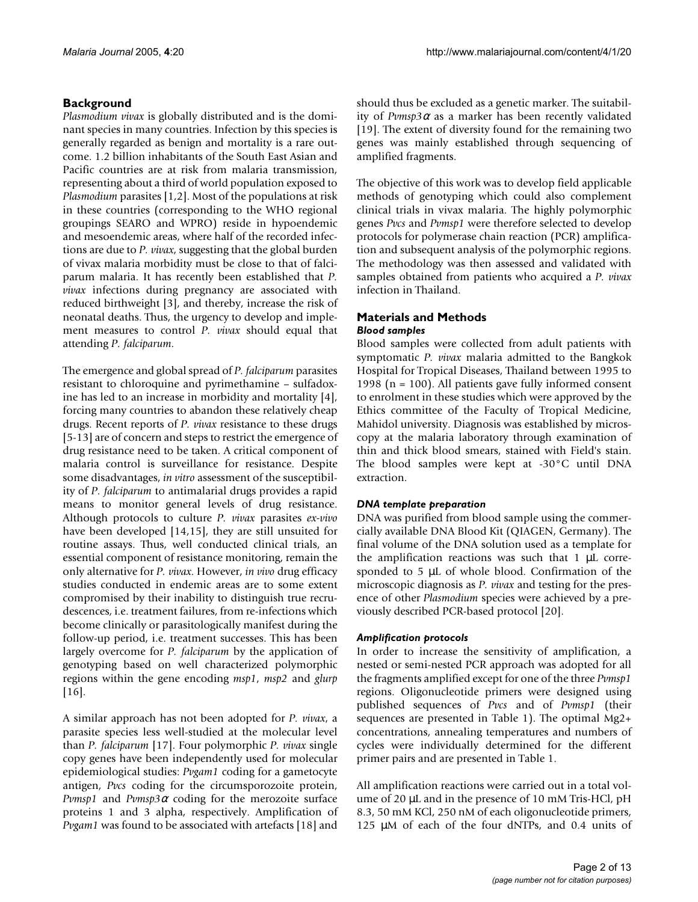## Background

*Plasmodium vivax* is globally distributed and is the dominant species in many countries. Infection by this species is generally regarded as benign and mortality is a rare outcome. 1.2 billion inhabitants of the South East Asian and Pacific countries are at risk from malaria transmission, representing about a third of world population exposed to *Plasmodium* parasites [1,2]. Most of the populations at risk in these countries (corresponding to the WHO regional groupings SEARO and WPRO) reside in hypoendemic and mesoendemic areas, where half of the recorded infections are due to *P. vivax*, suggesting that the global burden of vivax malaria morbidity must be close to that of falciparum malaria. It has recently been established that *P. vivax* infections during pregnancy are associated with reduced birthweight [3], and thereby, increase the risk of neonatal deaths. Thus, the urgency to develop and implement measures to control *P. vivax* should equal that attending *P. falciparum*.

The emergence and global spread of *P. falciparum* parasites resistant to chloroquine and pyrimethamine – sulfadoxine has led to an increase in morbidity and mortality [4], forcing many countries to abandon these relatively cheap drugs. Recent reports of *P. vivax* resistance to these drugs [5-13] are of concern and steps to restrict the emergence of drug resistance need to be taken. A critical component of malaria control is surveillance for resistance. Despite some disadvantages, *in vitro* assessment of the susceptibility of *P. falciparum* to antimalarial drugs provides a rapid means to monitor general levels of drug resistance. Although protocols to culture *P. vivax* parasites *ex-vivo* have been developed [14,15], they are still unsuited for routine assays. Thus, well conducted clinical trials, an essential component of resistance monitoring, remain the only alternative for *P. vivax*. However, *in vivo* drug efficacy studies conducted in endemic areas are to some extent compromised by their inability to distinguish true recrudescences, i.e. treatment failures, from re-infections which become clinically or parasitologically manifest during the follow-up period, i.e. treatment successes. This has been largely overcome for *P. falciparum* by the application of genotyping based on well characterized polymorphic regions within the gene encoding *msp1*, *msp2* and *glurp* [16].

A similar approach has not been adopted for *P. vivax*, a parasite species less well-studied at the molecular level than *P. falciparum* [17]. Four polymorphic *P. vivax* single copy genes have been independently used for molecular epidemiological studies: *Pvgam1* coding for a gametocyte antigen, *Pvcs* coding for the circumsporozoite protein, *Pvmsp1* and *Pvmsp3α* coding for the merozoite surface proteins 1 and 3 alpha, respectively. Amplification of *Pvgam1* was found to be associated with artefacts [18] and should thus be excluded as a genetic marker. The suitability of *Pvmsp3α* as a marker has been recently validated [19]. The extent of diversity found for the remaining two genes was mainly established through sequencing of amplified fragments.

The objective of this work was to develop field applicable methods of genotyping which could also complement clinical trials in vivax malaria. The highly polymorphic genes *Pvcs* and *Pvmsp1* were therefore selected to develop protocols for polymerase chain reaction (PCR) amplification and subsequent analysis of the polymorphic regions. The methodology was then assessed and validated with samples obtained from patients who acquired a *P. vivax* infection in Thailand.

## Materials and Methods

### Blood samples

Blood samples were collected from adult patients with symptomatic *P. vivax* malaria admitted to the Bangkok Hospital for Tropical Diseases, Thailand between 1995 to 1998 (n = 100). All patients gave fully informed consent to enrolment in these studies which were approved by the Ethics committee of the Faculty of Tropical Medicine, Mahidol university. Diagnosis was established by microscopy at the malaria laboratory through examination of thin and thick blood smears, stained with Field's stain. The blood samples were kept at -30°C until DNA extraction.

### DNA template preparation

DNA was purified from blood sample using the commercially available DNA Blood Kit (QIAGEN, Germany). The final volume of the DNA solution used as a template for the amplification reactions was such that 1 μL corresponded to 5 μL of whole blood. Confirmation of the microscopic diagnosis as *P. vivax* and testing for the presence of other *Plasmodium* species were achieved by a previously described PCR-based protocol [20].

### Amplification protocols

In order to increase the sensitivity of amplification, a nested or semi-nested PCR approach was adopted for all the fragments amplified except for one of the three *Pvmsp1* regions. Oligonucleotide primers were designed using published sequences of *Pvcs* and of *Pvmsp1* (their sequences are presented in Table 1). The optimal $Mg^{2+}$ concentrations, annealing temperatures and numbers of cycles were individually determined for the different primer pairs and are presented in Table 1.

All amplification reactions were carried out in a total volume of 20 μL and in the presence of 10 mM Tris-HCl, pH 8.3, 50 mM KCl, 250 nM of each oligonucleotide primers, 125 μM of each of the four dNTPs, and 0.4 units of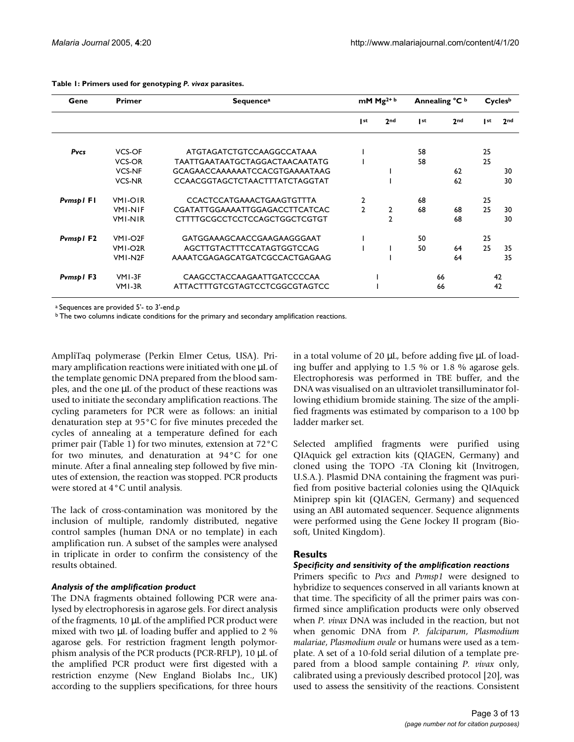**Table 1: Primers used for genotyping *P. vivax* parasites.**

| Gene | Primer | Sequence[a] | mM $Mg^{2+}$ [b] | | Annealing °C [b] | | Cycles[b] | |
|---|---|---|---|---|---|---|---|---|
| | | | 1st | 2nd | 1st | 2nd | 1st | 2nd |
| ***Pvcs*** | VCS-OF | ATGTAGATCTGTCCAAGGCCATAAA | 1 | | 58 | | 25 | |
| | VCS-OR | TAATTGAATAATGCTAGGACTAACAATATG | 1 | | 58 | | 25 | |
| | VCS-NF | GCAGAACCAAAAAATCCACGTGAAAATAAG | | 1 | | 62 | | 30 |
| | VCS-NR | CCAACGGTAGCTCTAACTTTATCTAGGTAT | | 1 | | 62 | | 30 |
| ***Pvmsp1* F1** | VM1-O1R | CCACTCCATGAAACTGAAGTGTTTA | 2 | | 68 | | 25 | |
| | VM1-N1F | CGATATTGGAAAATTGGAGACCTTCATCAC | 2 | 2 | 68 | 68 | 25 | 30 |
| | VM1-N1R | CTTTTGCGCCTCCTCCAGCTGGCTCGTGT | | 2 | | 68 | | 30 |
| ***Pvmsp1* F2** | VM1-O2F | GATGGAAAGCAACCGAAGAAGGGAAT | 1 | | 50 | | 25 | |
| | VM1-O2R | AGCTTGTACTTTCCATAGTGGTCCAG | 1 | 1 | 50 | 64 | 25 | 35 |
| | VM1-N2F | AAAATCGAGAGCATGATCGCCACTGAGAAG | | 1 | | 64 | | 35 |
| ***Pvmsp1* F3** | VM1-3F | CAAGCCTACCAAGAATTGATCCCCAA | 1 | | 66 | | 42 | |
| | VM1-3R | ATTACTTTGTCGTAGTCCTCGGCGTAGTCC | 1 | | 66 | | 42 | |

[a] Sequences are provided 5'- to 3'-end.p
[b] The two columns indicate conditions for the primary and secondary amplification reactions.

AmpliTaq polymerase (Perkin Elmer Cetus, USA). Primary amplification reactions were initiated with one µL of the template genomic DNA prepared from the blood samples, and the one µL of the product of these reactions was used to initiate the secondary amplification reactions. The cycling parameters for PCR were as follows: an initial denaturation step at 95°C for five minutes preceded the cycles of annealing at a temperature defined for each primer pair (Table 1) for two minutes, extension at 72°C for two minutes, and denaturation at 94°C for one minute. After a final annealing step followed by five minutes of extension, the reaction was stopped. PCR products were stored at 4°C until analysis.

The lack of cross-contamination was monitored by the inclusion of multiple, randomly distributed, negative control samples (human DNA or no template) in each amplification run. A subset of the samples were analysed in triplicate in order to confirm the consistency of the results obtained.

### *Analysis of the amplification product*

The DNA fragments obtained following PCR were analysed by electrophoresis in agarose gels. For direct analysis of the fragments, 10 µL of the amplified PCR product were mixed with two µL of loading buffer and applied to 2 % agarose gels. For restriction fragment length polymorphism analysis of the PCR products (PCR-RFLP), 10 µL of the amplified PCR product were first digested with a restriction enzyme (New England Biolabs Inc., UK) according to the suppliers specifications, for three hours in a total volume of 20 µL, before adding five µL of loading buffer and applying to 1.5 % or 1.8 % agarose gels. Electrophoresis was performed in TBE buffer, and the DNA was visualised on an ultraviolet transillumInator following ethidium bromide staining. The size of the amplified fragments was estimated by comparison to a 100 bp ladder marker set.

Selected amplified fragments were purified using QIAquick gel extraction kits (QIAGEN, Germany) and cloned using the TOPO -TA Cloning kit (Invitrogen, U.S.A.). Plasmid DNA containing the fragment was purified from positive bacterial colonies using the QIAquick Miniprep spin kit (QIAGEN, Germany) and sequenced using an ABI automated sequencer. Sequence alignments were performed using the Gene Jockey II program (Biosoft, United Kingdom).

## Results

### *Specificity and sensitivity of the amplification reactions*

Primers specific to *Pvcs* and *Pvmsp1* were designed to hybridize to sequences conserved in all variants known at that time. The specificity of all the primer pairs was confirmed since amplification products were only observed when *P. vivax* DNA was included in the reaction, but not when genomic DNA from *P. falciparum*, *Plasmodium malariae*, *Plasmodium ovale* or humans were used as a template. A set of a 10-fold serial dilution of a template prepared from a blood sample containing *P. vivax* only, calibrated using a previously described protocol [20], was used to assess the sensitivity of the reactions. Consistent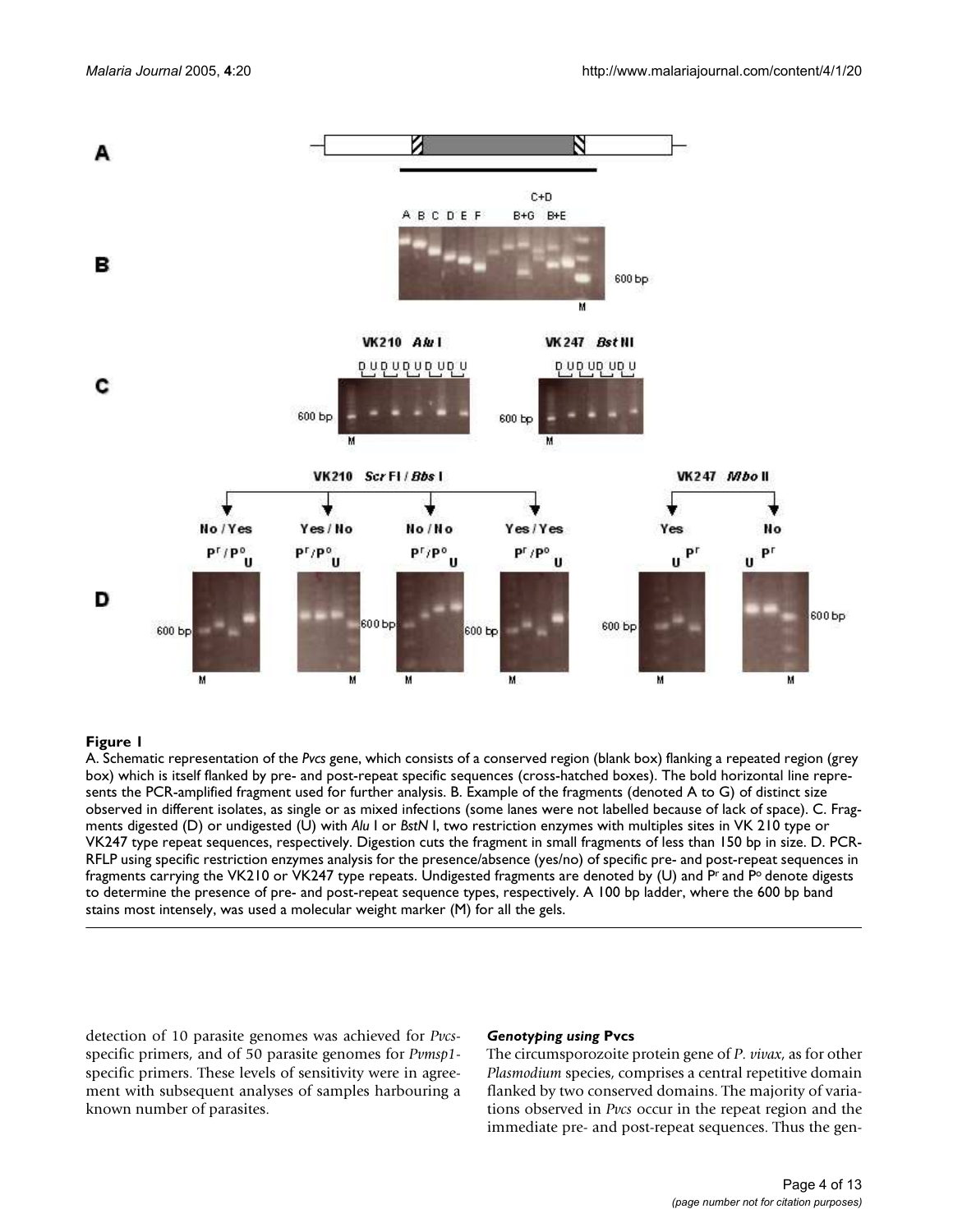**Figure 1**

A. Schematic representation of the *Pvcs* gene, which consists of a conserved region (blank box) flanking a repeated region (grey box) which is itself flanked by pre- and post-repeat specific sequences (cross-hatched boxes). The bold horizontal line represents the PCR-amplified fragment used for further analysis. B. Example of the fragments (denoted A to G) of distinct size observed in different isolates, as single or as mixed infections (some lanes were not labelled because of lack of space). C. Fragments digested (D) or undigested (U) with *Alu* I or *BstN* I, two restriction enzymes with multiples sites in VK 210 type or VK247 type repeat sequences, respectively. Digestion cuts the fragment in small fragments of less than 150 bp in size. D. PCR-RFLP using specific restriction enzymes analysis for the presence/absence (yes/no) of specific pre- and post-repeat sequences in fragments carrying the VK210 or VK247 type repeats. Undigested fragments are denoted by (U) and $P^r$ and $P^o$ denote digests to determine the presence of pre- and post-repeat sequence types, respectively. A 100 bp ladder, where the 600 bp band stains most intensely, was used a molecular weight marker (M) for all the gels.

detection of 10 parasite genomes was achieved for *Pvcs*-specific primers, and of 50 parasite genomes for *Pvmsp1*-specific primers. These levels of sensitivity were in agreement with subsequent analyses of samples harbouring a known number of parasites.

### *Genotyping using* Pvcs

The circumsporozoite protein gene of *P. vivax*, as for other *Plasmodium* species, comprises a central repetitive domain flanked by two conserved domains. The majority of variations observed in *Pvcs* occur in the repeat region and the immediate pre- and post-repeat sequences. Thus the gen-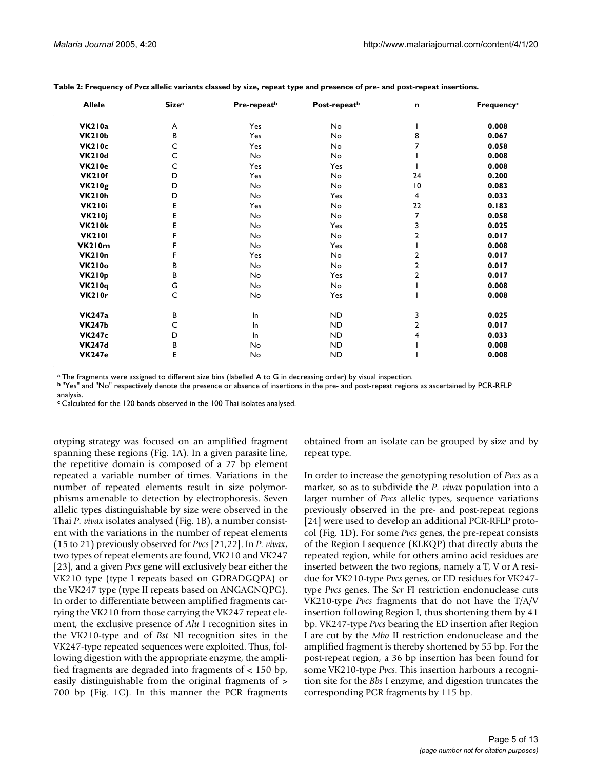**Table 2: Frequency of *Pvcs* allelic variants classed by size, repeat type and presence of pre- and post-repeat insertions.**

| Allele | Size[a] | Pre-repeat[b] | Post-repeat[b] | n | Frequency[c] |
|---|---|---|---|---|---|
| **VK210a** | A | Yes | No | 1 | **0.008** |
| **VK210b** | B | Yes | No | 8 | **0.067** |
| **VK210c** | C | Yes | No | 7 | **0.058** |
| **VK210d** | C | No | No | 1 | **0.008** |
| **VK210e** | C | Yes | Yes | 1 | **0.008** |
| **VK210f** | D | Yes | No | 24 | **0.200** |
| **VK210g** | D | No | No | 10 | **0.083** |
| **VK210h** | D | No | Yes | 4 | **0.033** |
| **VK210i** | E | Yes | No | 22 | **0.183** |
| **VK210j** | E | No | No | 7 | **0.058** |
| **VK210k** | E | No | Yes | 3 | **0.025** |
| **VK210l** | F | No | No | 2 | **0.017** |
| **VK210m** | F | No | Yes | 1 | **0.008** |
| **VK210n** | F | Yes | No | 2 | **0.017** |
| **VK210o** | B | No | No | 2 | **0.017** |
| **VK210p** | B | No | Yes | 2 | **0.017** |
| **VK210q** | G | No | No | 1 | **0.008** |
| **VK210r** | C | No | Yes | 1 | **0.008** |
| **VK247a** | B | In | ND | 3 | **0.025** |
| **VK247b** | C | In | ND | 2 | **0.017** |
| **VK247c** | D | In | ND | 4 | **0.033** |
| **VK247d** | B | No | ND | 1 | **0.008** |
| **VK247e** | E | No | ND | 1 | **0.008** |

[a] The fragments were assigned to different size bins (labelled A to G in decreasing order) by visual inspection.
[b] "Yes" and "No" respectively denote the presence or absence of insertions in the pre- and post-repeat regions as ascertained by PCR-RFLP analysis.
[c] Calculated for the 120 bands observed in the 100 Thai isolates analysed.

otyping strategy was focused on an amplified fragment spanning these regions (Fig. 1A). In a given parasite line, the repetitive domain is composed of a 27 bp element repeated a variable number of times. Variations in the number of repeated elements result in size polymorphisms amenable to detection by electrophoresis. Seven allelic types distinguishable by size were observed in the Thai *P. vivax* isolates analysed (Fig. 1B), a number consistent with the variations in the number of repeat elements (15 to 21) previously observed for *Pvcs* [21,22]. In *P. vivax*, two types of repeat elements are found, VK210 and VK247 [23], and a given *Pvcs* gene will exclusively bear either the VK210 type (type I repeats based on GDRADGQPA) or the VK247 type (type II repeats based on ANGAGNQPG). In order to differentiate between amplified fragments carrying the VK210 from those carrying the VK247 repeat element, the exclusive presence of *Alu* I recognition sites in the VK210-type and of *Bst* NI recognition sites in the VK247-type repeated sequences were exploited. Thus, following digestion with the appropriate enzyme, the amplified fragments are degraded into fragments of < 150 bp, easily distinguishable from the original fragments of > 700 bp (Fig. 1C). In this manner the PCR fragments obtained from an isolate can be grouped by size and by repeat type.

In order to increase the genotyping resolution of *Pvcs* as a marker, so as to subdivide the *P. vivax* population into a larger number of *Pvcs* allelic types, sequence variations previously observed in the pre- and post-repeat regions [24] were used to develop an additional PCR-RFLP protocol (Fig. 1D). For some *Pvcs* genes, the pre-repeat consists of the Region I sequence (KLKQP) that directly abuts the repeated region, while for others amino acid residues are inserted between the two regions, namely a T, V or A residue for VK210-type *Pvcs* genes, or ED residues for VK247-type *Pvcs* genes. The *Scr* FI restriction endonuclease cuts VK210-type *Pvcs* fragments that do not have the T/A/V insertion following Region I, thus shortening them by 41 bp. VK247-type *Pvcs* bearing the ED insertion after Region I are cut by the *Mbo* II restriction endonuclease and the amplified fragment is thereby shortened by 55 bp. For the post-repeat region, a 36 bp insertion has been found for some VK210-type *Pvcs*. This insertion harbours a recognition site for the *Bbs* I enzyme, and digestion truncates the corresponding PCR fragments by 115 bp.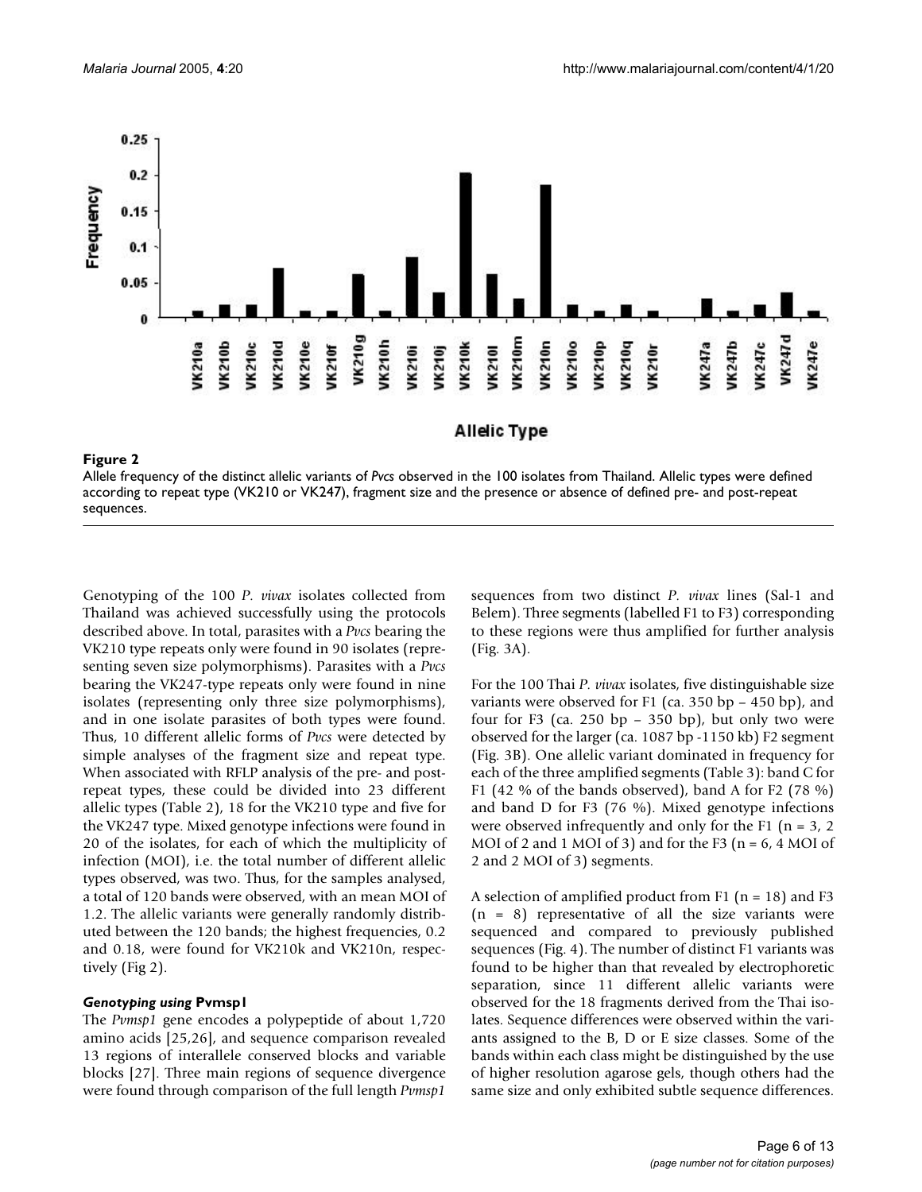**Figure 2**

Allele frequency of the distinct allelic variants of *Pvcs* observed in the 100 isolates from Thailand. Allelic types were defined according to repeat type (VK210 or VK247), fragment size and the presence or absence of defined pre- and post-repeat sequences.

Genotyping of the 100 *P. vivax* isolates collected from Thailand was achieved successfully using the protocols described above. In total, parasites with a *Pvcs* bearing the VK210 type repeats only were found in 90 isolates (representing seven size polymorphisms). Parasites with a *Pvcs* bearing the VK247-type repeats only were found in nine isolates (representing only three size polymorphisms), and in one isolate parasites of both types were found. Thus, 10 different allelic forms of *Pvcs* were detected by simple analyses of the fragment size and repeat type. When associated with RFLP analysis of the pre- and post-repeat types, these could be divided into 23 different allelic types (Table 2), 18 for the VK210 type and five for the VK247 type. Mixed genotype infections were found in 20 of the isolates, for each of which the multiplicity of infection (MOI), i.e. the total number of different allelic types observed, was two. Thus, for the samples analysed, a total of 120 bands were observed, with an mean MOI of 1.2. The allelic variants were generally randomly distributed between the 120 bands; the highest frequencies, 0.2 and 0.18, were found for VK210k and VK210n, respectively (Fig 2).

### *Genotyping using* Pvmsp1

The *Pvmsp1* gene encodes a polypeptide of about 1,720 amino acids [25,26], and sequence comparison revealed 13 regions of interallele conserved blocks and variable blocks [27]. Three main regions of sequence divergence were found through comparison of the full length *Pvmsp1* sequences from two distinct *P. vivax* lines (Sal-1 and Belem). Three segments (labelled F1 to F3) corresponding to these regions were thus amplified for further analysis (Fig. 3A).

For the 100 Thai *P. vivax* isolates, five distinguishable size variants were observed for F1 (ca. 350 bp – 450 bp), and four for F3 (ca. 250 bp – 350 bp), but only two were observed for the larger (ca. 1087 bp -1150 kb) F2 segment (Fig. 3B). One allelic variant dominated in frequency for each of the three amplified segments (Table 3): band C for F1 (42 % of the bands observed), band A for F2 (78 %) and band D for F3 (76 %). Mixed genotype infections were observed infrequently and only for the F1 (n = 3, 2 MOI of 2 and 1 MOI of 3) and for the F3 (n = 6, 4 MOI of 2 and 2 MOI of 3) segments.

A selection of amplified product from F1 (n = 18) and F3 (n = 8) representative of all the size variants were sequenced and compared to previously published sequences (Fig. 4). The number of distinct F1 variants was found to be higher than that revealed by electrophoretic separation, since 11 different allelic variants were observed for the 18 fragments derived from the Thai isolates. Sequence differences were observed within the variants assigned to the B, D or E size classes. Some of the bands within each class might be distinguished by the use of higher resolution agarose gels, though others had the same size and only exhibited subtle sequence differences.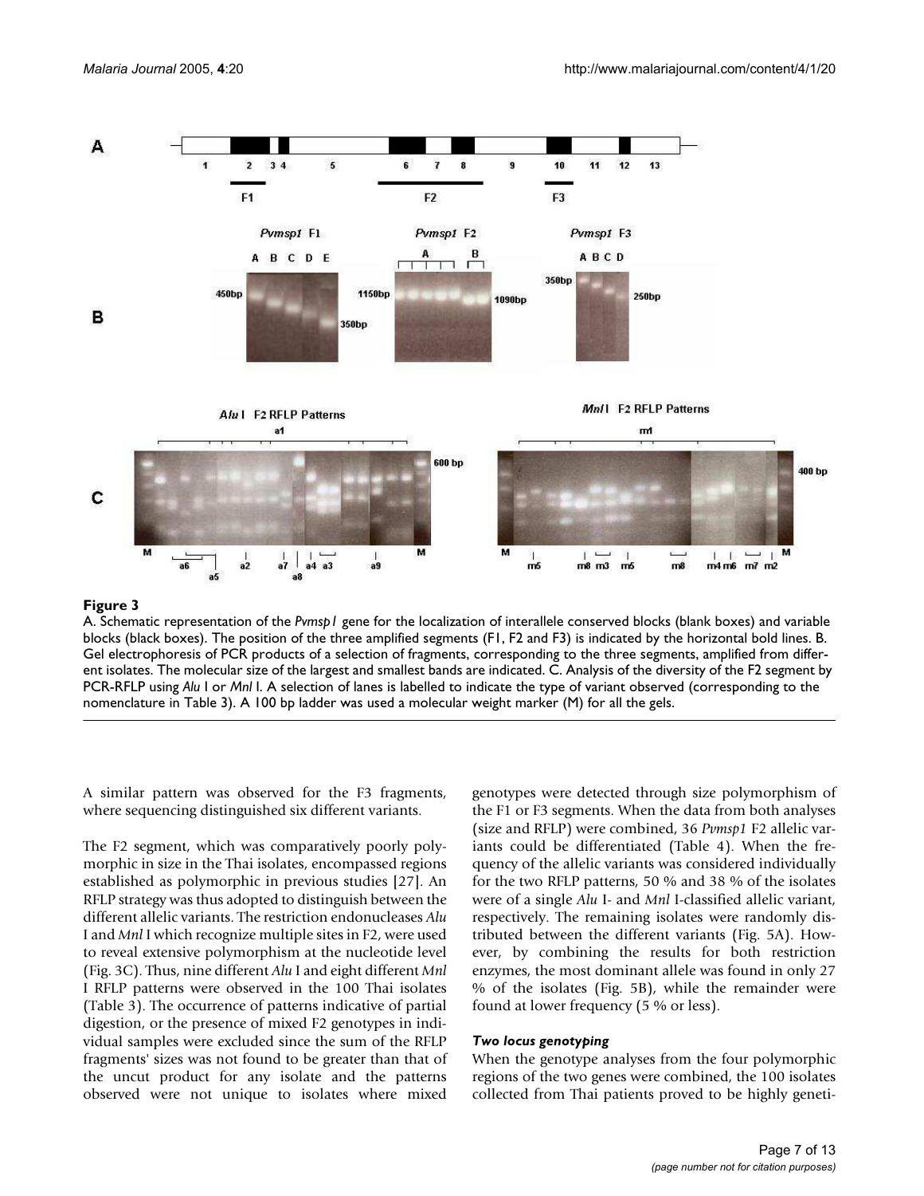**Figure 3**

A. Schematic representation of the *Pvmsp1* gene for the localization of interallele conserved blocks (blank boxes) and variable blocks (black boxes). The position of the three amplified segments (F1, F2 and F3) is indicated by the horizontal bold lines. B. Gel electrophoresis of PCR products of a selection of fragments, corresponding to the three segments, amplified from different isolates. The molecular size of the largest and smallest bands are indicated. C. Analysis of the diversity of the F2 segment by PCR-RFLP using *Alu* I or *Mnl* I. A selection of lanes is labelled to indicate the type of variant observed (corresponding to the nomenclature in Table 3). A 100 bp ladder was used a molecular weight marker (M) for all the gels.

A similar pattern was observed for the F3 fragments, where sequencing distinguished six different variants.

The F2 segment, which was comparatively poorly polymorphic in size in the Thai isolates, encompassed regions established as polymorphic in previous studies [27]. An RFLP strategy was thus adopted to distinguish between the different allelic variants. The restriction endonucleases *Alu* I and *Mnl* I which recognize multiple sites in F2, were used to reveal extensive polymorphism at the nucleotide level (Fig. 3C). Thus, nine different *Alu* I and eight different *Mnl* I RFLP patterns were observed in the 100 Thai isolates (Table 3). The occurrence of patterns indicative of partial digestion, or the presence of mixed F2 genotypes in individual samples were excluded since the sum of the RFLP fragments' sizes was not found to be greater than that of the uncut product for any isolate and the patterns observed were not unique to isolates where mixed genotypes were detected through size polymorphism of the F1 or F3 segments. When the data from both analyses (size and RFLP) were combined, 36 *Pvmsp1* F2 allelic variants could be differentiated (Table 4). When the frequency of the allelic variants was considered individually for the two RFLP patterns, 50 % and 38 % of the isolates were of a single *Alu* I- and *Mnl* I-classified allelic variant, respectively. The remaining isolates were randomly distributed between the different variants (Fig. 5A). However, by combining the results for both restriction enzymes, the most dominant allele was found in only 27 % of the isolates (Fig. 5B), while the remainder were found at lower frequency (5 % or less).

### *Two locus genotyping*

When the genotype analyses from the four polymorphic regions of the two genes were combined, the 100 isolates collected from Thai patients proved to be highly geneti-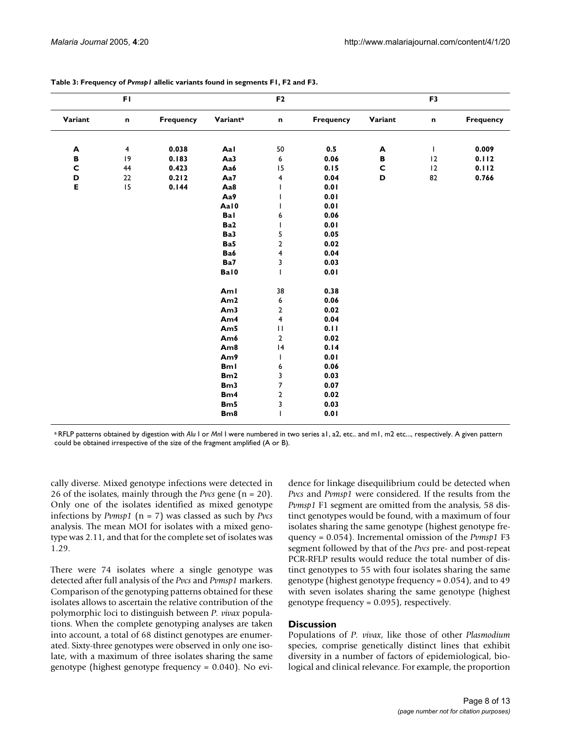**Table 3: Frequency of *Pvmsp1* allelic variants found in segments F1, F2 and F3.**

| F1 | | | F2 | | | F3 | | |
|---|---|---|---|---|---|---|---|---|
| Variant | n | Frequency | Variant[a] | n | Frequency | Variant | n | Frequency |
| **A** | 4 | **0.038** | **Aa1** | 50 | **0.5** | **A** | 1 | **0.009** |
| **B** | 19 | **0.183** | **Aa3** | 6 | **0.06** | **B** | 12 | **0.112** |
| **C** | 44 | **0.423** | **Aa6** | 15 | **0.15** | **C** | 12 | **0.112** |
| **D** | 22 | **0.212** | **Aa7** | 4 | **0.04** | **D** | 82 | **0.766** |
| **E** | 15 | **0.144** | **Aa8** | 1 | **0.01** | | | |
| | | | **Aa9** | 1 | **0.01** | | | |
| | | | **Aa10** | 1 | **0.01** | | | |
| | | | **Ba1** | 6 | **0.06** | | | |
| | | | **Ba2** | 1 | **0.01** | | | |
| | | | **Ba3** | 5 | **0.05** | | | |
| | | | **Ba5** | 2 | **0.02** | | | |
| | | | **Ba6** | 4 | **0.04** | | | |
| | | | **Ba7** | 3 | **0.03** | | | |
| | | | **Ba10** | 1 | **0.01** | | | |
| | | | **Am1** | 38 | **0.38** | | | |
| | | | **Am2** | 6 | **0.06** | | | |
| | | | **Am3** | 2 | **0.02** | | | |
| | | | **Am4** | 4 | **0.04** | | | |
| | | | **Am5** | 11 | **0.11** | | | |
| | | | **Am6** | 2 | **0.02** | | | |
| | | | **Am8** | 14 | **0.14** | | | |
| | | | **Am9** | 1 | **0.01** | | | |
| | | | **Bm1** | 6 | **0.06** | | | |
| | | | **Bm2** | 3 | **0.03** | | | |
| | | | **Bm3** | 7 | **0.07** | | | |
| | | | **Bm4** | 2 | **0.02** | | | |
| | | | **Bm5** | 3 | **0.03** | | | |
| | | | **Bm8** | 1 | **0.01** | | | |

[a] RFLP patterns obtained by digestion with *Alu* I or *Mn*l I were numbered in two series a1, a2, etc.. and m1, m2 etc..., respectively. A given pattern could be obtained irrespective of the size of the fragment amplified (A or B).

cally diverse. Mixed genotype infections were detected in 26 of the isolates, mainly through the *Pvcs* gene (n = 20). Only one of the isolates identified as mixed genotype infections by *Pvmsp1* (n = 7) was classed as such by *Pvcs* analysis. The mean MOI for isolates with a mixed genotype was 2.11, and that for the complete set of isolates was 1.29.

There were 74 isolates where a single genotype was detected after full analysis of the *Pvcs* and *Pvmsp1* markers. Comparison of the genotyping patterns obtained for these isolates allows to ascertain the relative contribution of the polymorphic loci to distinguish between *P. vivax* populations. When the complete genotyping analyses are taken into account, a total of 68 distinct genotypes are enumerated. Sixty-three genotypes were observed in only one isolate, with a maximum of three isolates sharing the same genotype (highest genotype frequency = 0.040). No evidence for linkage disequilibrium could be detected when *Pvcs* and *Pvmsp1* were considered. If the results from the *Pvmsp1* F1 segment are omitted from the analysis, 58 distinct genotypes would be found, with a maximum of four isolates sharing the same genotype (highest genotype frequency = 0.054). Incremental omission of the *Pvmsp1* F3 segment followed by that of the *Pvcs* pre- and post-repeat PCR-RFLP results would reduce the total number of distinct genotypes to 55 with four isolates sharing the same genotype (highest genotype frequency = 0.054), and to 49 with seven isolates sharing the same genotype (highest genotype frequency = 0.095), respectively.

## Discussion

Populations of *P. vivax*, like those of other *Plasmodium* species, comprise genetically distinct lines that exhibit diversity in a number of factors of epidemiological, biological and clinical relevance. For example, the proportion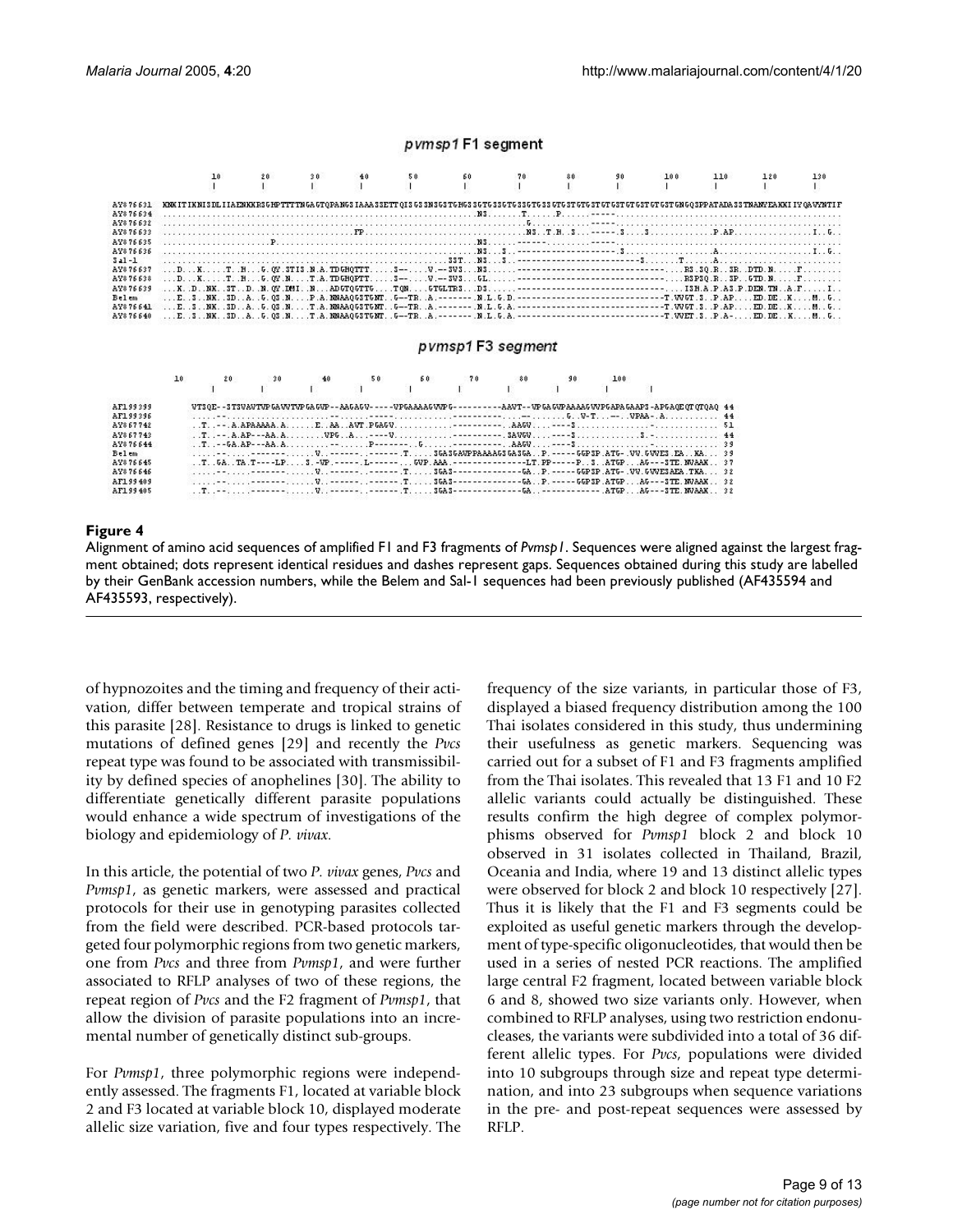**Figure 4**

Alignment of amino acid sequences of amplified F1 and F3 fragments of *Pvmsp1*. Sequences were aligned against the largest fragment obtained; dots represent identical residues and dashes represent gaps. Sequences obtained during this study are labelled by their GenBank accession numbers, while the Belem and Sal-1 sequences had been previously published (AF435594 and AF435593, respectively).

of hypnozoites and the timing and frequency of their activation, differ between temperate and tropical strains of this parasite [28]. Resistance to drugs is linked to genetic mutations of defined genes [29] and recently the *Pvcs* repeat type was found to be associated with transmissibility by defined species of anophelines [30]. The ability to differentiate genetically different parasite populations would enhance a wide spectrum of investigations of the biology and epidemiology of *P. vivax*.

In this article, the potential of two *P. vivax* genes, *Pvcs* and *Pvmsp1*, as genetic markers, were assessed and practical protocols for their use in genotyping parasites collected from the field were described. PCR-based protocols targeted four polymorphic regions from two genetic markers, one from *Pvcs* and three from *Pvmsp1*, and were further associated to RFLP analyses of two of these regions, the repeat region of *Pvcs* and the F2 fragment of *Pvmsp1*, that allow the division of parasite populations into an incremental number of genetically distinct sub-groups.

For *Pvmsp1*, three polymorphic regions were independently assessed. The fragments F1, located at variable block 2 and F3 located at variable block 10, displayed moderate allelic size variation, five and four types respectively. The frequency of the size variants, in particular those of F3, displayed a biased frequency distribution among the 100 Thai isolates considered in this study, thus undermining their usefulness as genetic markers. Sequencing was carried out for a subset of F1 and F3 fragments amplified from the Thai isolates. This revealed that 13 F1 and 10 F2 allelic variants could actually be distinguished. These results confirm the high degree of complex polymorphisms observed for *Pvmsp1* block 2 and block 10 observed in 31 isolates collected in Thailand, Brazil, Oceania and India, where 19 and 13 distinct allelic types were observed for block 2 and block 10 respectively [27]. Thus it is likely that the F1 and F3 segments could be exploited as useful genetic markers through the development of type-specific oligonucleotides, that would then be used in a series of nested PCR reactions. The amplified large central F2 fragment, located between variable block 6 and 8, showed two size variants only. However, when combined to RFLP analyses, using two restriction endonucleases, the variants were subdivided into a total of 36 different allelic types. For *Pvcs*, populations were divided into 10 subgroups through size and repeat type determination, and into 23 subgroups when sequence variations in the pre- and post-repeat sequences were assessed by RFLP.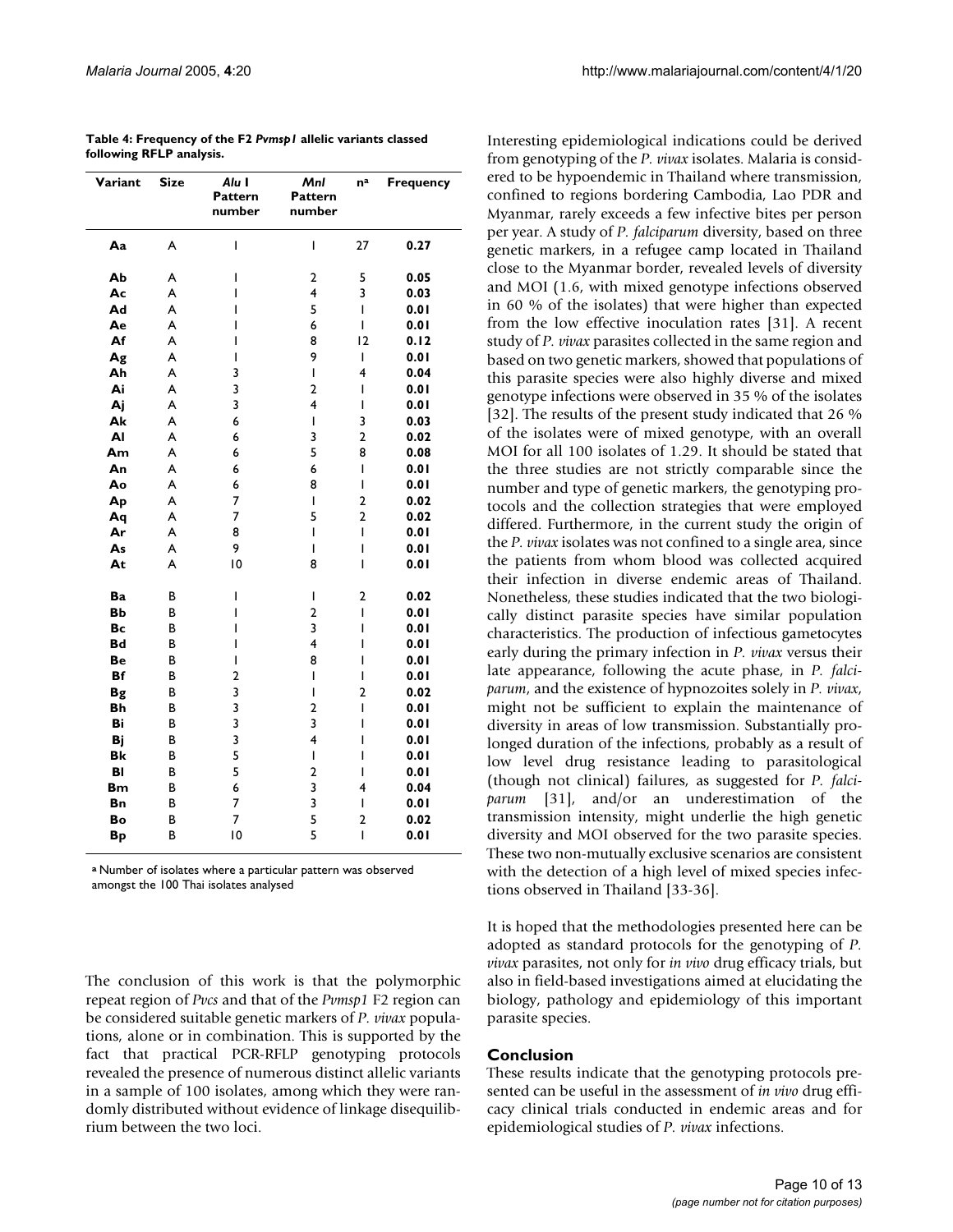**Table 4: Frequency of the F2 *Pvmsp1* allelic variants classed following RFLP analysis.**

| Variant | Size | *Alu* I Pattern number | *Mnl* Pattern number | n[a] | Frequency |
|---|---|---|---|---|---|
| **Aa** | A | 1 | 1 | 27 | **0.27** |
| **Ab** | A | 1 | 2 | 5 | **0.05** |
| **Ac** | A | 1 | 4 | 3 | **0.03** |
| **Ad** | A | 1 | 5 | 1 | **0.01** |
| **Ae** | A | 1 | 6 | 1 | **0.01** |
| **Af** | A | 1 | 8 | 12 | **0.12** |
| **Ag** | A | 1 | 9 | 1 | **0.01** |
| **Ah** | A | 3 | 1 | 4 | **0.04** |
| **Ai** | A | 3 | 2 | 1 | **0.01** |
| **Aj** | A | 3 | 4 | 1 | **0.01** |
| **Ak** | A | 6 | 1 | 3 | **0.03** |
| **Al** | A | 6 | 3 | 2 | **0.02** |
| **Am** | A | 6 | 5 | 8 | **0.08** |
| **An** | A | 6 | 6 | 1 | **0.01** |
| **Ao** | A | 6 | 8 | 1 | **0.01** |
| **Ap** | A | 7 | 1 | 2 | **0.02** |
| **Aq** | A | 7 | 5 | 2 | **0.02** |
| **Ar** | A | 8 | 1 | 1 | **0.01** |
| **As** | A | 9 | 1 | 1 | **0.01** |
| **At** | A | 10 | 8 | 1 | **0.01** |
| **Ba** | B | 1 | 1 | 2 | **0.02** |
| **Bb** | B | 1 | 2 | 1 | **0.01** |
| **Bc** | B | 1 | 3 | 1 | **0.01** |
| **Bd** | B | 1 | 4 | 1 | **0.01** |
| **Be** | B | 1 | 8 | 1 | **0.01** |
| **Bf** | B | 2 | 1 | 1 | **0.01** |
| **Bg** | B | 3 | 1 | 2 | **0.02** |
| **Bh** | B | 3 | 2 | 1 | **0.01** |
| **Bi** | B | 3 | 3 | 1 | **0.01** |
| **Bj** | B | 3 | 4 | 1 | **0.01** |
| **Bk** | B | 5 | 1 | 1 | **0.01** |
| **Bl** | B | 5 | 2 | 1 | **0.01** |
| **Bm** | B | 6 | 3 | 4 | **0.04** |
| **Bn** | B | 7 | 3 | 1 | **0.01** |
| **Bo** | B | 7 | 5 | 2 | **0.02** |
| **Bp** | B | 10 | 5 | 1 | **0.01** |

[a] Number of isolates where a particular pattern was observed amongst the 100 Thai isolates analysed

The conclusion of this work is that the polymorphic repeat region of *Pvcs* and that of the *Pvmsp1* F2 region can be considered suitable genetic markers of *P. vivax* populations, alone or in combination. This is supported by the fact that practical PCR-RFLP genotyping protocols revealed the presence of numerous distinct allelic variants in a sample of 100 isolates, among which they were randomly distributed without evidence of linkage disequilibrium between the two loci.

Interesting epidemiological indications could be derived from genotyping of the *P. vivax* isolates. Malaria is considered to be hypoendemic in Thailand where transmission, confined to regions bordering Cambodia, Lao PDR and Myanmar, rarely exceeds a few infective bites per person per year. A study of *P. falciparum* diversity, based on three genetic markers, in a refugee camp located in Thailand close to the Myanmar border, revealed levels of diversity and MOI (1.6, with mixed genotype infections observed in 60 % of the isolates) that were higher than expected from the low effective inoculation rates [31]. A recent study of *P. vivax* parasites collected in the same region and based on two genetic markers, showed that populations of this parasite species were also highly diverse and mixed genotype infections were observed in 35 % of the isolates [32]. The results of the present study indicated that 26 % of the isolates were of mixed genotype, with an overall MOI for all 100 isolates of 1.29. It should be stated that the three studies are not strictly comparable since the number and type of genetic markers, the genotyping protocols and the collection strategies that were employed differed. Furthermore, in the current study the origin of the *P. vivax* isolates was not confined to a single area, since the patients from whom blood was collected acquired their infection in diverse endemic areas of Thailand. Nonetheless, these studies indicated that the two biologically distinct parasite species have similar population characteristics. The production of infectious gametocytes early during the primary infection in *P. vivax* versus their late appearance, following the acute phase, in *P. falciparum*, and the existence of hypnozoites solely in *P. vivax*, might not be sufficient to explain the maintenance of diversity in areas of low transmission. Substantially prolonged duration of the infections, probably as a result of low level drug resistance leading to parasitological (though not clinical) failures, as suggested for *P. falciparum* [31], and/or an underestimation of the transmission intensity, might underlie the high genetic diversity and MOI observed for the two parasite species. These two non-mutually exclusive scenarios are consistent with the detection of a high level of mixed species infections observed in Thailand [33-36].

It is hoped that the methodologies presented here can be adopted as standard protocols for the genotyping of *P. vivax* parasites, not only for *in vivo* drug efficacy trials, but also in field-based investigations aimed at elucidating the biology, pathology and epidemiology of this important parasite species.

## Conclusion

These results indicate that the genotyping protocols presented can be useful in the assessment of *in vivo* drug efficacy clinical trials conducted in endemic areas and for epidemiological studies of *P. vivax* infections.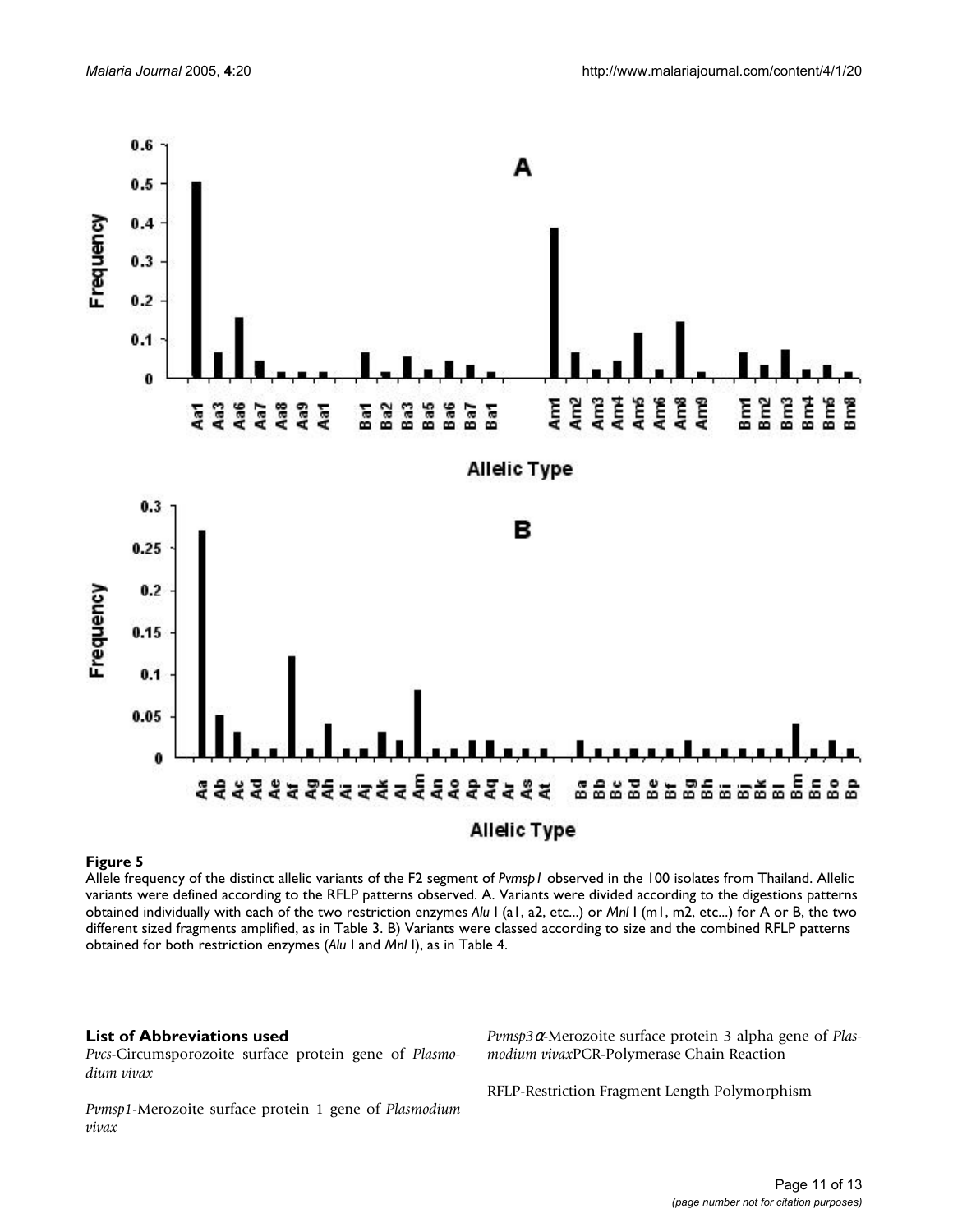**Figure 5**

Allele frequency of the distinct allelic variants of the F2 segment of *Pvmsp1* observed in the 100 isolates from Thailand. Allelic variants were defined according to the RFLP patterns observed. A. Variants were divided according to the digestions patterns obtained individually with each of the two restriction enzymes *Alu* I (a1, a2, etc...) or *Mnl* I (m1, m2, etc...) for A or B, the two different sized fragments amplified, as in Table 3. B) Variants were classed according to size and the combined RFLP patterns obtained for both restriction enzymes (*Alu* I and *Mnl* I), as in Table 4.

## List of Abbreviations used

*Pvcs*-Circumsporozoite surface protein gene of *Plasmodium vivax*

*Pvmsp1*-Merozoite surface protein 1 gene of *Plasmodium vivax*

*Pvmsp3α*-Merozoite surface protein 3 alpha gene of *Plasmodium vivax*PCR-Polymerase Chain Reaction

RFLP-Restriction Fragment Length Polymorphism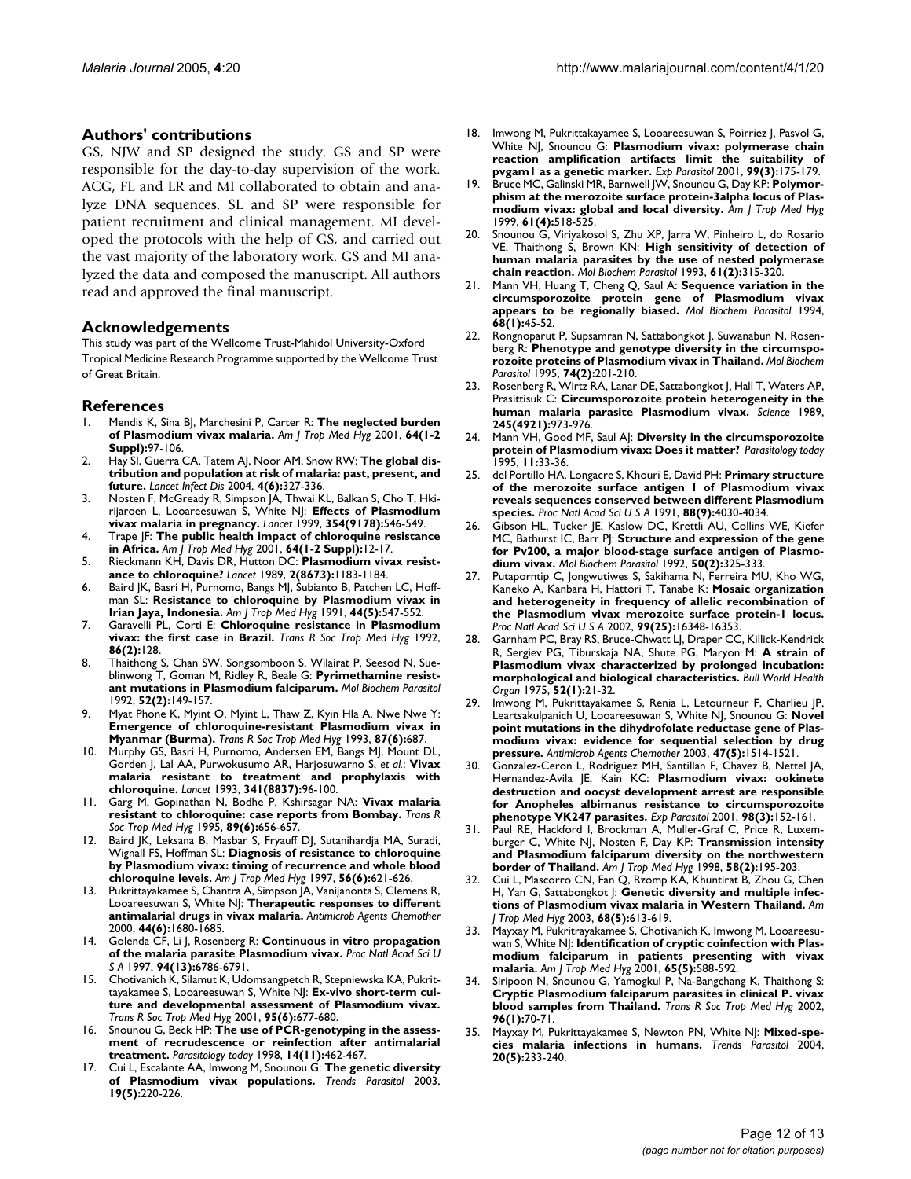## Authors' contributions

GS, NJW and SP designed the study. GS and SP were responsible for the day-to-day supervision of the work. ACG, FL and LR and MI collaborated to obtain and analyze DNA sequences. SL and SP were responsible for patient recruitment and clinical management. MI developed the protocols with the help of GS, and carried out the vast majority of the laboratory work. GS and MI analyzed the data and composed the manuscript. All authors read and approved the final manuscript.

## Acknowledgements

This study was part of the Wellcome Trust-Mahidol University-Oxford Tropical Medicine Research Programme supported by the Wellcome Trust of Great Britain.

## References

1. Mendis K, Sina BJ, Marchesini P, Carter R: **The neglected burden of Plasmodium vivax malaria.** *Am J Trop Med Hyg* 2001, **64(1-2 Suppl):**97-106.
2. Hay SI, Guerra CA, Tatem AJ, Noor AM, Snow RW: **The global distribution and population at risk of malaria: past, present, and future.** *Lancet Infect Dis* 2004, **4(6):**327-336.
3. Nosten F, McGready R, Simpson JA, Thwai KL, Balkan S, Cho T, Hkirijaroen L, Looareesuwan S, White NJ: **Effects of Plasmodium vivax malaria in pregnancy.** *Lancet* 1999, **354(9178):**546-549.
4. Trape JF: **The public health impact of chloroquine resistance in Africa.** *Am J Trop Med Hyg* 2001, **64(1-2 Suppl):**12-17.
5. Rieckmann KH, Davis DR, Hutton DC: **Plasmodium vivax resistance to chloroquine?** *Lancet* 1989, **2(8673):**1183-1184.
6. Baird JK, Basri H, Purnomo, Bangs MJ, Subianto B, Patchen LC, Hoffman SL: **Resistance to chloroquine by Plasmodium vivax in Irian Jaya, Indonesia.** *Am J Trop Med Hyg* 1991, **44(5):**547-552.
7. Garavelli PL, Corti E: **Chloroquine resistance in Plasmodium vivax: the first case in Brazil.** *Trans R Soc Trop Med Hyg* 1992, **86(2):**128.
8. Thaithong S, Chan SW, Songsomboon S, Wilairat P, Seesod N, Sueblinwong T, Goman M, Ridley R, Beale G: **Pyrimethamine resistant mutations in Plasmodium falciparum.** *Mol Biochem Parasitol* 1992, **52(2):**149-157.
9. Myat Phone K, Myint O, Myint L, Thaw Z, Kyin Hla A, Nwe Nwe Y: **Emergence of chloroquine-resistant Plasmodium vivax in Myanmar (Burma).** *Trans R Soc Trop Med Hyg* 1993, **87(6):**687.
10. Murphy GS, Basri H, Purnomo, Andersen EM, Bangs MJ, Mount DL, Gorden J, Lal AA, Purwokusumo AR, Harjosuwarno S, *et al.*: **Vivax malaria resistant to treatment and prophylaxis with chloroquine.** *Lancet* 1993, **341(8837):**96-100.
11. Garg M, Gopinathan N, Bodhe P, Kshirsagar NA: **Vivax malaria resistant to chloroquine: case reports from Bombay.** *Trans R Soc Trop Med Hyg* 1995, **89(6):**656-657.
12. Baird JK, Leksana B, Masbar S, Fryauff DJ, Sutanihardja MA, Suradi, Wignall FS, Hoffman SL: **Diagnosis of resistance to chloroquine by Plasmodium vivax: timing of recurrence and whole blood chloroquine levels.** *Am J Trop Med Hyg* 1997, **56(6):**621-626.
13. Pukrittayakamee S, Chantra A, Simpson JA, Vanijanonta S, Clemens R, Looareesuwan S, White NJ: **Therapeutic responses to different antimalarial drugs in vivax malaria.** *Antimicrob Agents Chemother* 2000, **44(6):**1680-1685.
14. Golenda CF, Li J, Rosenberg R: **Continuous in vitro propagation of the malaria parasite Plasmodium vivax.** *Proc Natl Acad Sci U S A* 1997, **94(13):**6786-6791.
15. Chotivanich K, Silamut K, Udomsangpetch R, Stepniewska KA, Pukrittayakamee S, Looareesuwan S, White NJ: **Ex-vivo short-term culture and developmental assessment of Plasmodium vivax.** *Trans R Soc Trop Med Hyg* 2001, **95(6):**677-680.
16. Snounou G, Beck HP: **The use of PCR-genotyping in the assessment of recrudescence or reinfection after antimalarial treatment.** *Parasitology today* 1998, **14(11):**462-467.
17. Cui L, Escalante AA, Imwong M, Snounou G: **The genetic diversity of Plasmodium vivax populations.** *Trends Parasitol* 2003, **19(5):**220-226.
18. Imwong M, Pukrittakayamee S, Looareesuwan S, Poirriez J, Pasvol G, White NJ, Snounou G: **Plasmodium vivax: polymerase chain reaction amplification artifacts limit the suitability of pvgam1 as a genetic marker.** *Exp Parasitol* 2001, **99(3):**175-179.
19. Bruce MC, Galinski MR, Barnwell JW, Snounou G, Day KP: **Polymorphism at the merozoite surface protein-3alpha locus of Plasmodium vivax: global and local diversity.** *Am J Trop Med Hyg* 1999, **61(4):**518-525.
20. Snounou G, Viriyakosol S, Zhu XP, Jarra W, Pinheiro L, do Rosario VE, Thaithong S, Brown KN: **High sensitivity of detection of human malaria parasites by the use of nested polymerase chain reaction.** *Mol Biochem Parasitol* 1993, **61(2):**315-320.
21. Mann VH, Huang T, Cheng Q, Saul A: **Sequence variation in the circumsporozoite protein gene of Plasmodium vivax appears to be regionally biased.** *Mol Biochem Parasitol* 1994, **68(1):**45-52.
22. Rongnoparut P, Supsamran N, Sattabongkot J, Suwanabun N, Rosenberg R: **Phenotype and genotype diversity in the circumsporozoite proteins of Plasmodium vivax in Thailand.** *Mol Biochem Parasitol* 1995, **74(2):**201-210.
23. Rosenberg R, Wirtz RA, Lanar DE, Sattabongkot J, Hall T, Waters AP, Prasittisuk C: **Circumsporozoite protein heterogeneity in the human malaria parasite Plasmodium vivax.** *Science* 1989, **245(4921):**973-976.
24. Mann VH, Good MF, Saul AJ: **Diversity in the circumsporozoite protein of Plasmodium vivax: Does it matter?** *Parasitology today* 1995, **11:**33-36.
25. del Portillo HA, Longacre S, Khouri E, David PH: **Primary structure of the merozoite surface antigen 1 of Plasmodium vivax reveals sequences conserved between different Plasmodium species.** *Proc Natl Acad Sci U S A* 1991, **88(9):**4030-4034.
26. Gibson HL, Tucker JE, Kaslow DC, Krettli AU, Collins WE, Kiefer MC, Bathurst IC, Barr PJ: **Structure and expression of the gene for Pv200, a major blood-stage surface antigen of Plasmodium vivax.** *Mol Biochem Parasitol* 1992, **50(2):**325-333.
27. Putaporntip C, Jongwutiwes S, Sakihama N, Ferreira MU, Kho WG, Kaneko A, Kanbara H, Hattori T, Tanabe K: **Mosaic organization and heterogeneity in frequency of allelic recombination of the Plasmodium vivax merozoite surface protein-1 locus.** *Proc Natl Acad Sci U S A* 2002, **99(25):**16348-16353.
28. Garnham PC, Bray RS, Bruce-Chwatt LJ, Draper CC, Killick-Kendrick R, Sergiev PG, Tiburskaja NA, Shute PG, Maryon M: **A strain of Plasmodium vivax characterized by prolonged incubation: morphological and biological characteristics.** *Bull World Health Organ* 1975, **52(1):**21-32.
29. Imwong M, Pukrittayakamee S, Renia L, Letourneur F, Charlieu JP, Leartsakulpanich U, Looareesuwan S, White NJ, Snounou G: **Novel point mutations in the dihydrofolate reductase gene of Plasmodium vivax: evidence for sequential selection by drug pressure.** *Antimicrob Agents Chemother* 2003, **47(5):**1514-1521.
30. Gonzalez-Ceron L, Rodriguez MH, Santillan F, Chavez B, Nettel JA, Hernandez-Avila JE, Kain KC: **Plasmodium vivax: ookinete destruction and oocyst development arrest are responsible for Anopheles albimanus resistance to circumsporozoite phenotype VK247 parasites.** *Exp Parasitol* 2001, **98(3):**152-161.
31. Paul RE, Hackford I, Brockman A, Muller-Graf C, Price R, Luxemburger C, White NJ, Nosten F, Day KP: **Transmission intensity and Plasmodium falciparum diversity on the northwestern border of Thailand.** *Am J Trop Med Hyg* 1998, **58(2):**195-203.
32. Cui L, Mascorro CN, Fan Q, Rzomp KA, Khuntirat B, Zhou G, Chen H, Yan G, Sattabongkot J: **Genetic diversity and multiple infections of Plasmodium vivax malaria in Western Thailand.** *Am J Trop Med Hyg* 2003, **68(5):**613-619.
33. Mayxay M, Pukritrayakamee S, Chotivanich K, Imwong M, Looareesuwan S, White NJ: **Identification of cryptic coinfection with Plasmodium falciparum in patients presenting with vivax malaria.** *Am J Trop Med Hyg* 2001, **65(5):**588-592.
34. Siripoon N, Snounou G, Yamogkul P, Na-Bangchang K, Thaithong S: **Cryptic Plasmodium falciparum parasites in clinical P. vivax blood samples from Thailand.** *Trans R Soc Trop Med Hyg* 2002, **96(1):**70-71.
35. Mayxay M, Pukrittayakamee S, Newton PN, White NJ: **Mixed-species malaria infections in humans.** *Trends Parasitol* 2004, **20(5):**233-240.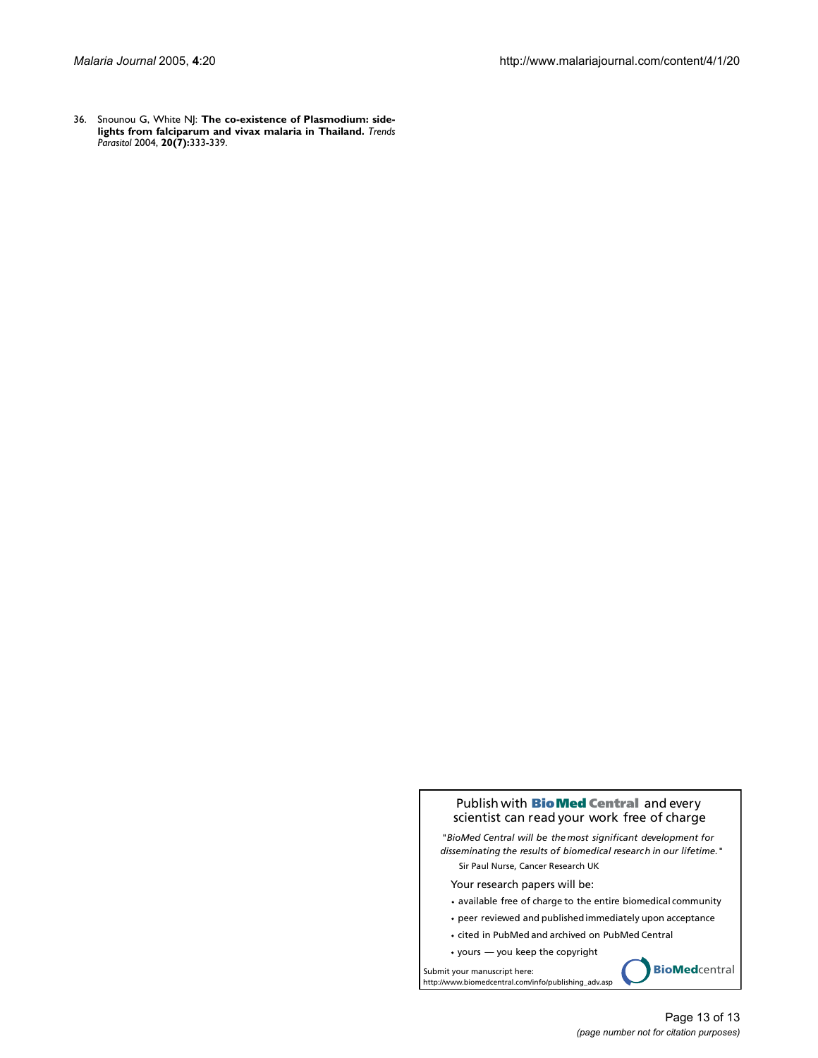36. Snounou G, White NJ: **The co-existence of Plasmodium: sidelights from falciparum and vivax malaria in Thailand.** *Trends Parasitol* 2004, **20(7):**333-339.

Publish with **BioMed Central** and every scientist can read your work free of charge

*"BioMed Central will be the most significant development for disseminating the results of biomedical research in our lifetime."*

Sir Paul Nurse, Cancer Research UK

Your research papers will be:

- available free of charge to the entire biomedical community
- peer reviewed and published immediately upon acceptance
- cited in PubMed and archived on PubMed Central
- yours — you keep the copyright

Submit your manuscript here:
http://www.biomedcentral.com/info/publishing_adv.asp

**BioMed**central